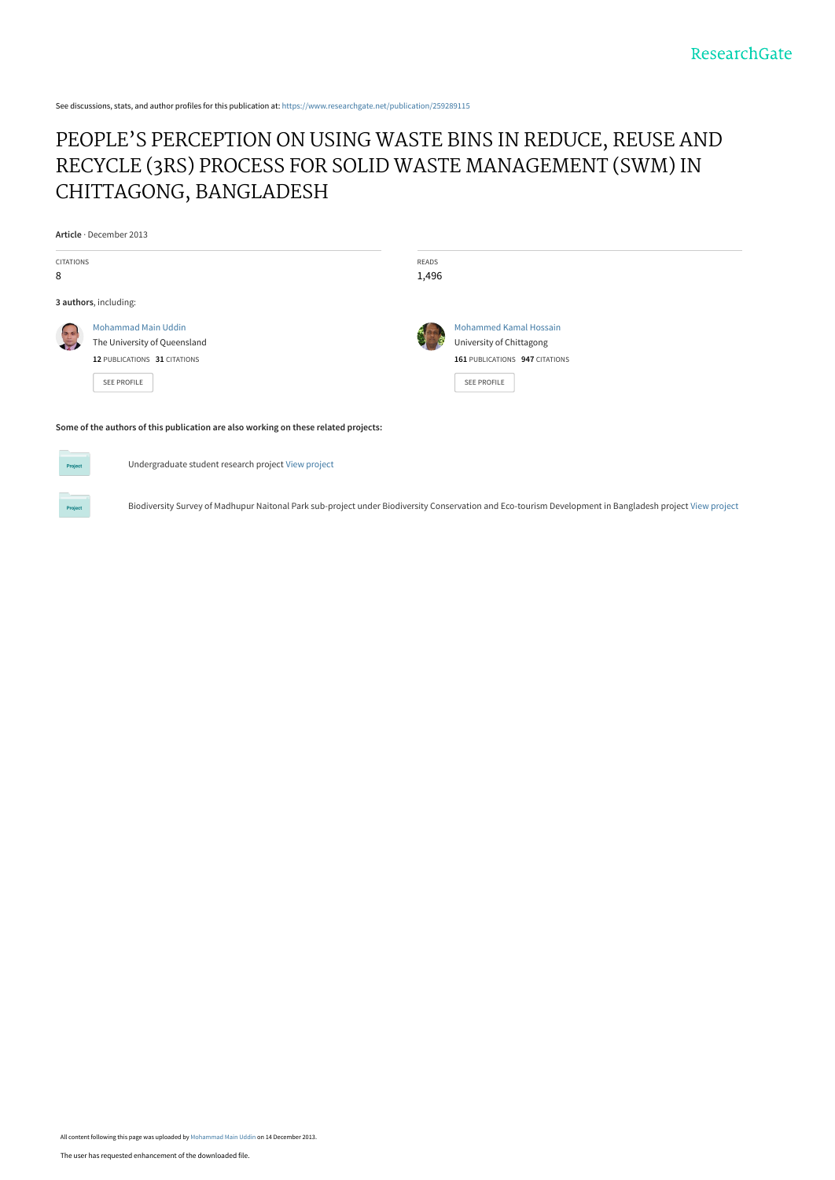See discussions, stats, and author profiles for this publication at: https://www.researchgate.net/publication/259289115

# PEOPLE'S PERCEPTION ON USING WASTE BINS IN REDUCE, REUSE AND RECYCLE (3RS) PROCESS FOR SOLID WASTE MANAGEMENT (SWM) IN CHITTAGONG, BANGLADESH

**Article** · December 2013

CITATIONS
8

READS
1,496

**3 authors**, including:

Mohammad Main Uddin
The University of Queensland
**12** PUBLICATIONS **31** CITATIONS
SEE PROFILE

Mohammed Kamal Hossain
University of Chittagong
**161** PUBLICATIONS **947** CITATIONS
SEE PROFILE

**Some of the authors of this publication are also working on these related projects:**

Undergraduate student research project View project

Biodiversity Survey of Madhupur Naitonal Park sub-project under Biodiversity Conservation and Eco-tourism Development in Bangladesh project View project

All content following this page was uploaded by Mohammad Main Uddin on 14 December 2013.

The user has requested enhancement of the downloaded file.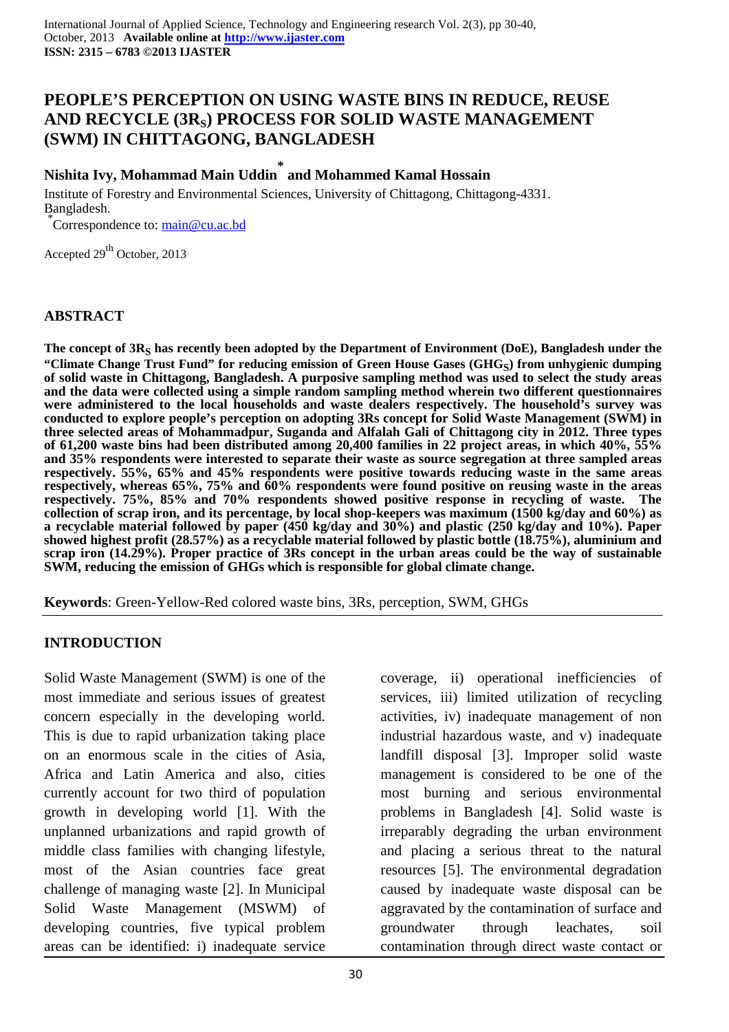# PEOPLE'S PERCEPTION ON USING WASTE BINS IN REDUCE, REUSE AND RECYCLE ($3R_S$) PROCESS FOR SOLID WASTE MANAGEMENT (SWM) IN CHITTAGONG, BANGLADESH

**Nishita Ivy, Mohammad Main Uddin* and Mohammed Kamal Hossain**

Institute of Forestry and Environmental Sciences, University of Chittagong, Chittagong-4331. Bangladesh.

*Correspondence to: main@cu.ac.bd

Accepted 29th October, 2013

## ABSTRACT

**The concept of $3R_S$ has recently been adopted by the Department of Environment (DoE), Bangladesh under the "Climate Change Trust Fund" for reducing emission of Green House Gases ($GHG_S$) from unhygienic dumping of solid waste in Chittagong, Bangladesh. A purposive sampling method was used to select the study areas and the data were collected using a simple random sampling method wherein two different questionnaires were administered to the local households and waste dealers respectively. The household's survey was conducted to explore people's perception on adopting 3Rs concept for Solid Waste Management (SWM) in three selected areas of Mohammadpur, Suganda and Alfalah Gali of Chittagong city in 2012. Three types of 61,200 waste bins had been distributed among 20,400 families in 22 project areas, in which 40%, 55% and 35% respondents were interested to separate their waste as source segregation at three sampled areas respectively. 55%, 65% and 45% respondents were positive towards reducing waste in the same areas respectively, whereas 65%, 75% and 60% respondents were found positive on reusing waste in the areas respectively. 75%, 85% and 70% respondents showed positive response in recycling of waste. The collection of scrap iron, and its percentage, by local shop-keepers was maximum (1500 kg/day and 60%) as a recyclable material followed by paper (450 kg/day and 30%) and plastic (250 kg/day and 10%). Paper showed highest profit (28.57%) as a recyclable material followed by plastic bottle (18.75%), aluminium and scrap iron (14.29%). Proper practice of 3Rs concept in the urban areas could be the way of sustainable SWM, reducing the emission of GHGs which is responsible for global climate change.**

**Keywords**: Green-Yellow-Red colored waste bins, 3Rs, perception, SWM, GHGs

## INTRODUCTION

Solid Waste Management (SWM) is one of the most immediate and serious issues of greatest concern especially in the developing world. This is due to rapid urbanization taking place on an enormous scale in the cities of Asia, Africa and Latin America and also, cities currently account for two third of population growth in developing world [1]. With the unplanned urbanizations and rapid growth of middle class families with changing lifestyle, most of the Asian countries face great challenge of managing waste [2]. In Municipal Solid Waste Management (MSWM) of developing countries, five typical problem areas can be identified: i) inadequate service coverage, ii) operational inefficiencies of services, iii) limited utilization of recycling activities, iv) inadequate management of non industrial hazardous waste, and v) inadequate landfill disposal [3]. Improper solid waste management is considered to be one of the most burning and serious environmental problems in Bangladesh [4]. Solid waste is irreparably degrading the urban environment and placing a serious threat to the natural resources [5]. The environmental degradation caused by inadequate waste disposal can be aggravated by the contamination of surface and groundwater through leachates, soil contamination through direct waste contact or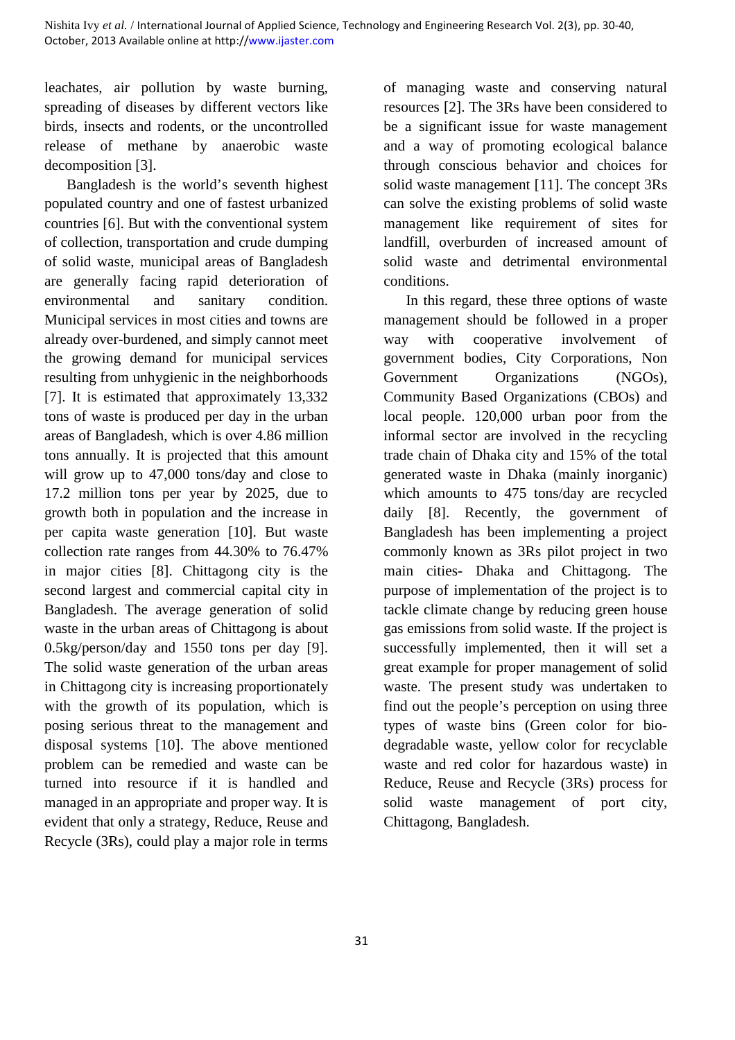leachates, air pollution by waste burning, spreading of diseases by different vectors like birds, insects and rodents, or the uncontrolled release of methane by anaerobic waste decomposition [3].

Bangladesh is the world's seventh highest populated country and one of fastest urbanized countries [6]. But with the conventional system of collection, transportation and crude dumping of solid waste, municipal areas of Bangladesh are generally facing rapid deterioration of environmental and sanitary condition. Municipal services in most cities and towns are already over-burdened, and simply cannot meet the growing demand for municipal services resulting from unhygienic in the neighborhoods [7]. It is estimated that approximately 13,332 tons of waste is produced per day in the urban areas of Bangladesh, which is over 4.86 million tons annually. It is projected that this amount will grow up to 47,000 tons/day and close to 17.2 million tons per year by 2025, due to growth both in population and the increase in per capita waste generation [10]. But waste collection rate ranges from 44.30% to 76.47% in major cities [8]. Chittagong city is the second largest and commercial capital city in Bangladesh. The average generation of solid waste in the urban areas of Chittagong is about 0.5kg/person/day and 1550 tons per day [9]. The solid waste generation of the urban areas in Chittagong city is increasing proportionately with the growth of its population, which is posing serious threat to the management and disposal systems [10]. The above mentioned problem can be remedied and waste can be turned into resource if it is handled and managed in an appropriate and proper way. It is evident that only a strategy, Reduce, Reuse and Recycle (3Rs), could play a major role in terms of managing waste and conserving natural resources [2]. The 3Rs have been considered to be a significant issue for waste management and a way of promoting ecological balance through conscious behavior and choices for solid waste management [11]. The concept 3Rs can solve the existing problems of solid waste management like requirement of sites for landfill, overburden of increased amount of solid waste and detrimental environmental conditions.

In this regard, these three options of waste management should be followed in a proper way with cooperative involvement of government bodies, City Corporations, Non Government Organizations (NGOs), Community Based Organizations (CBOs) and local people. 120,000 urban poor from the informal sector are involved in the recycling trade chain of Dhaka city and 15% of the total generated waste in Dhaka (mainly inorganic) which amounts to 475 tons/day are recycled daily [8]. Recently, the government of Bangladesh has been implementing a project commonly known as 3Rs pilot project in two main cities- Dhaka and Chittagong. The purpose of implementation of the project is to tackle climate change by reducing green house gas emissions from solid waste. If the project is successfully implemented, then it will set a great example for proper management of solid waste. The present study was undertaken to find out the people's perception on using three types of waste bins (Green color for bio-degradable waste, yellow color for recyclable waste and red color for hazardous waste) in Reduce, Reuse and Recycle (3Rs) process for solid waste management of port city, Chittagong, Bangladesh.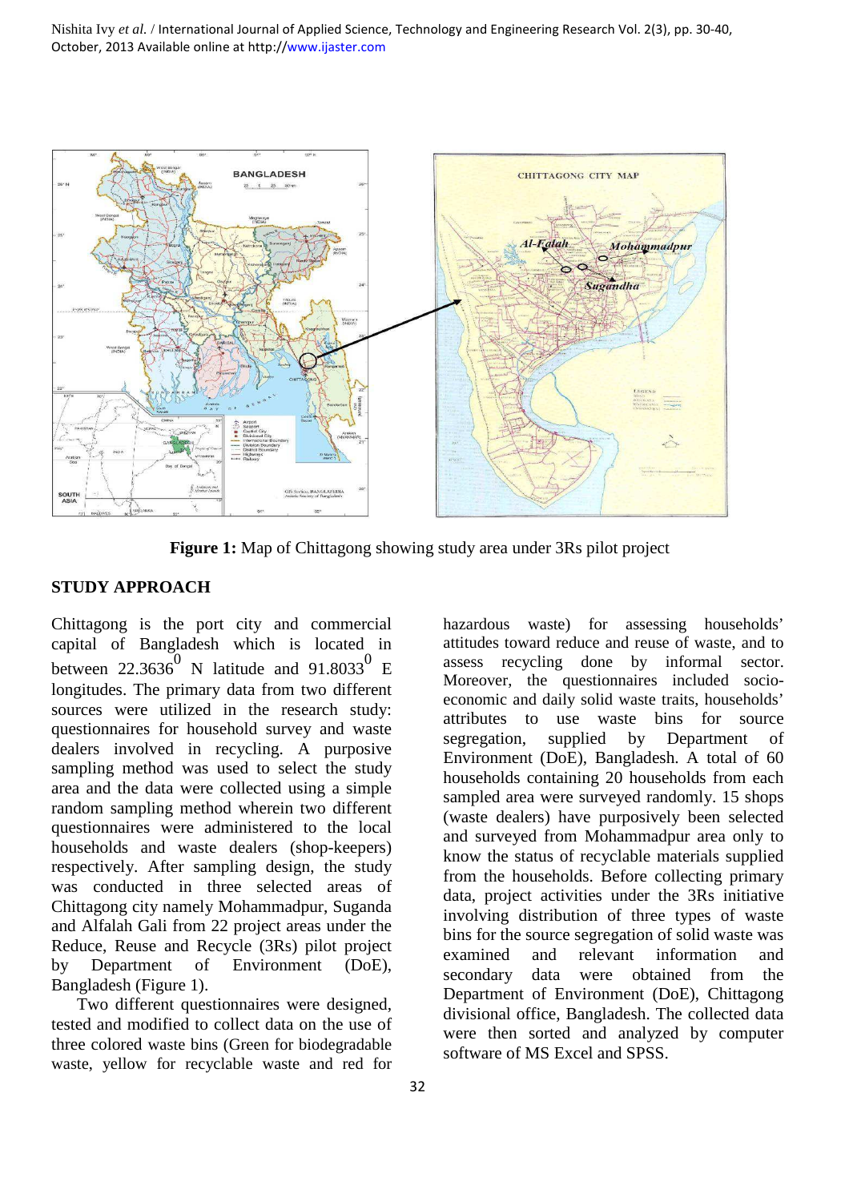**Figure 1:** Map of Chittagong showing study area under 3Rs pilot project

## STUDY APPROACH

Chittagong is the port city and commercial capital of Bangladesh which is located in between 22.3636$^{0}$ N latitude and 91.8033$^{0}$ E longitudes. The primary data from two different sources were utilized in the research study: questionnaires for household survey and waste dealers involved in recycling. A purposive sampling method was used to select the study area and the data were collected using a simple random sampling method wherein two different questionnaires were administered to the local households and waste dealers (shop-keepers) respectively. After sampling design, the study was conducted in three selected areas of Chittagong city namely Mohammadpur, Suganda and Alfalah Gali from 22 project areas under the Reduce, Reuse and Recycle (3Rs) pilot project by Department of Environment (DoE), Bangladesh (Figure 1).

Two different questionnaires were designed, tested and modified to collect data on the use of three colored waste bins (Green for biodegradable waste, yellow for recyclable waste and red for hazardous waste) for assessing households' attitudes toward reduce and reuse of waste, and to assess recycling done by informal sector. Moreover, the questionnaires included socio-economic and daily solid waste traits, households' attributes to use waste bins for source segregation, supplied by Department of Environment (DoE), Bangladesh. A total of 60 households containing 20 households from each sampled area were surveyed randomly. 15 shops (waste dealers) have purposively been selected and surveyed from Mohammadpur area only to know the status of recyclable materials supplied from the households. Before collecting primary data, project activities under the 3Rs initiative involving distribution of three types of waste bins for the source segregation of solid waste was examined and relevant information and secondary data were obtained from the Department of Environment (DoE), Chittagong divisional office, Bangladesh. The collected data were then sorted and analyzed by computer software of MS Excel and SPSS.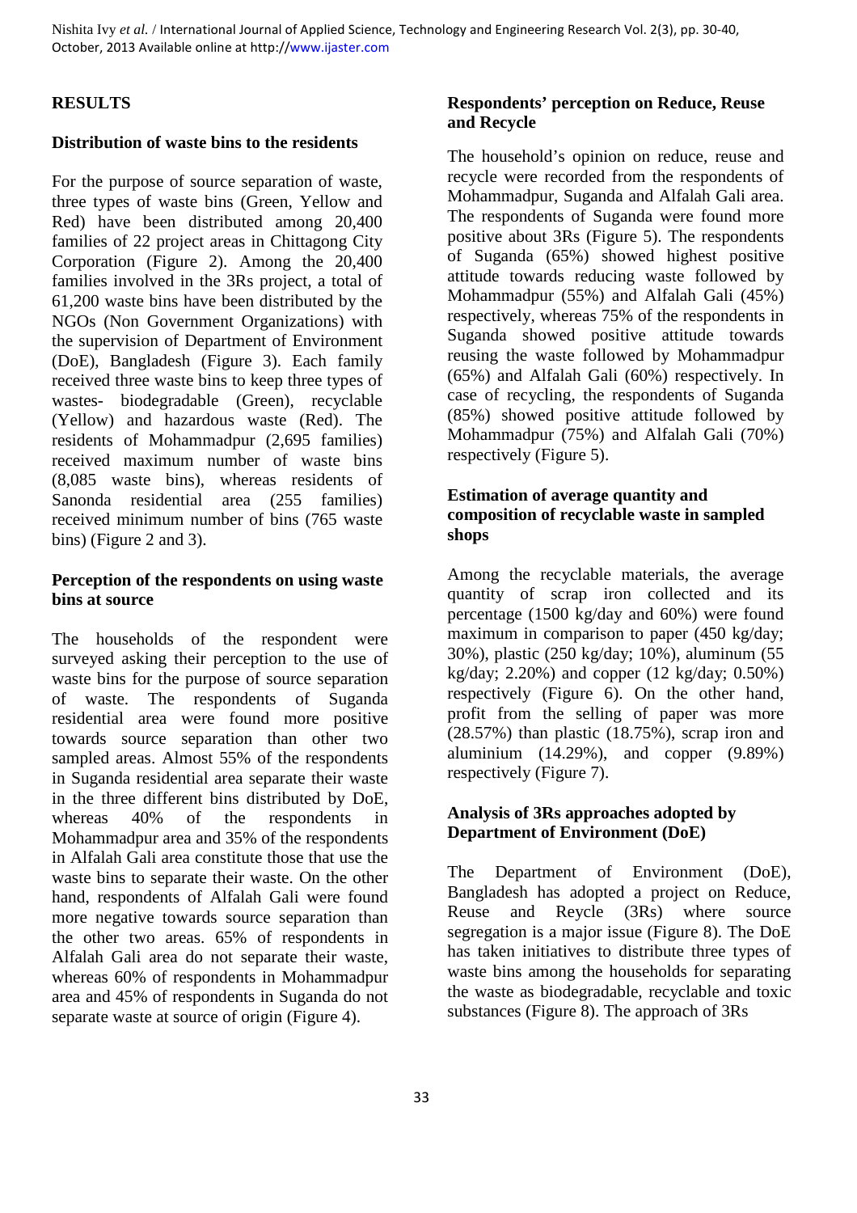## RESULTS

### Distribution of waste bins to the residents

For the purpose of source separation of waste, three types of waste bins (Green, Yellow and Red) have been distributed among 20,400 families of 22 project areas in Chittagong City Corporation (Figure 2). Among the 20,400 families involved in the 3Rs project, a total of 61,200 waste bins have been distributed by the NGOs (Non Government Organizations) with the supervision of Department of Environment (DoE), Bangladesh (Figure 3). Each family received three waste bins to keep three types of wastes- biodegradable (Green), recyclable (Yellow) and hazardous waste (Red). The residents of Mohammadpur (2,695 families) received maximum number of waste bins (8,085 waste bins), whereas residents of Sanonda residential area (255 families) received minimum number of bins (765 waste bins) (Figure 2 and 3).

### Perception of the respondents on using waste bins at source

The households of the respondent were surveyed asking their perception to the use of waste bins for the purpose of source separation of waste. The respondents of Suganda residential area were found more positive towards source separation than other two sampled areas. Almost 55% of the respondents in Suganda residential area separate their waste in the three different bins distributed by DoE, whereas 40% of the respondents in Mohammadpur area and 35% of the respondents in Alfalah Gali area constitute those that use the waste bins to separate their waste. On the other hand, respondents of Alfalah Gali were found more negative towards source separation than the other two areas. 65% of respondents in Alfalah Gali area do not separate their waste, whereas 60% of respondents in Mohammadpur area and 45% of respondents in Suganda do not separate waste at source of origin (Figure 4).

### Respondents' perception on Reduce, Reuse and Recycle

The household's opinion on reduce, reuse and recycle were recorded from the respondents of Mohammadpur, Suganda and Alfalah Gali area. The respondents of Suganda were found more positive about 3Rs (Figure 5). The respondents of Suganda (65%) showed highest positive attitude towards reducing waste followed by Mohammadpur (55%) and Alfalah Gali (45%) respectively, whereas 75% of the respondents in Suganda showed positive attitude towards reusing the waste followed by Mohammadpur (65%) and Alfalah Gali (60%) respectively. In case of recycling, the respondents of Suganda (85%) showed positive attitude followed by Mohammadpur (75%) and Alfalah Gali (70%) respectively (Figure 5).

### Estimation of average quantity and composition of recyclable waste in sampled shops

Among the recyclable materials, the average quantity of scrap iron collected and its percentage (1500 kg/day and 60%) were found maximum in comparison to paper (450 kg/day; 30%), plastic (250 kg/day; 10%), aluminum (55 kg/day; 2.20%) and copper (12 kg/day; 0.50%) respectively (Figure 6). On the other hand, profit from the selling of paper was more (28.57%) than plastic (18.75%), scrap iron and aluminium (14.29%), and copper (9.89%) respectively (Figure 7).

### Analysis of 3Rs approaches adopted by Department of Environment (DoE)

The Department of Environment (DoE), Bangladesh has adopted a project on Reduce, Reuse and Reycle (3Rs) where source segregation is a major issue (Figure 8). The DoE has taken initiatives to distribute three types of waste bins among the households for separating the waste as biodegradable, recyclable and toxic substances (Figure 8). The approach of 3Rs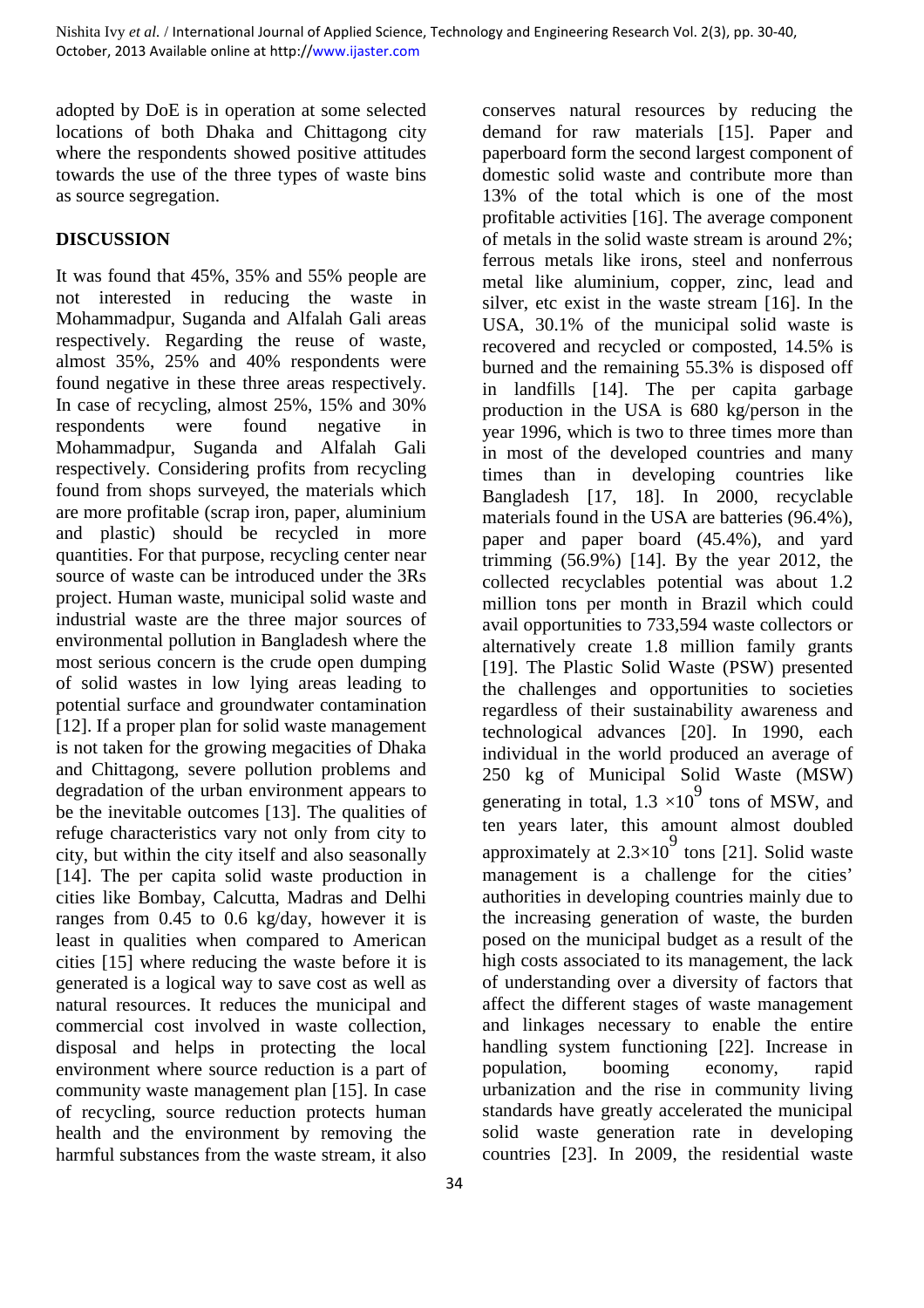adopted by DoE is in operation at some selected locations of both Dhaka and Chittagong city where the respondents showed positive attitudes towards the use of the three types of waste bins as source segregation.

## DISCUSSION

It was found that 45%, 35% and 55% people are not interested in reducing the waste in Mohammadpur, Suganda and Alfalah Gali areas respectively. Regarding the reuse of waste, almost 35%, 25% and 40% respondents were found negative in these three areas respectively. In case of recycling, almost 25%, 15% and 30% respondents were found negative in Mohammadpur, Suganda and Alfalah Gali respectively. Considering profits from recycling found from shops surveyed, the materials which are more profitable (scrap iron, paper, aluminium and plastic) should be recycled in more quantities. For that purpose, recycling center near source of waste can be introduced under the 3Rs project. Human waste, municipal solid waste and industrial waste are the three major sources of environmental pollution in Bangladesh where the most serious concern is the crude open dumping of solid wastes in low lying areas leading to potential surface and groundwater contamination [12]. If a proper plan for solid waste management is not taken for the growing megacities of Dhaka and Chittagong, severe pollution problems and degradation of the urban environment appears to be the inevitable outcomes [13]. The qualities of refuge characteristics vary not only from city to city, but within the city itself and also seasonally [14]. The per capita solid waste production in cities like Bombay, Calcutta, Madras and Delhi ranges from 0.45 to 0.6 kg/day, however it is least in qualities when compared to American cities [15] where reducing the waste before it is generated is a logical way to save cost as well as natural resources. It reduces the municipal and commercial cost involved in waste collection, disposal and helps in protecting the local environment where source reduction is a part of community waste management plan [15]. In case of recycling, source reduction protects human health and the environment by removing the harmful substances from the waste stream, it also conserves natural resources by reducing the demand for raw materials [15]. Paper and paperboard form the second largest component of domestic solid waste and contribute more than 13% of the total which is one of the most profitable activities [16]. The average component of metals in the solid waste stream is around 2%; ferrous metals like irons, steel and nonferrous metal like aluminium, copper, zinc, lead and silver, etc exist in the waste stream [16]. In the USA, 30.1% of the municipal solid waste is recovered and recycled or composted, 14.5% is burned and the remaining 55.3% is disposed off in landfills [14]. The per capita garbage production in the USA is 680 kg/person in the year 1996, which is two to three times more than in most of the developed countries and many times than in developing countries like Bangladesh [17, 18]. In 2000, recyclable materials found in the USA are batteries (96.4%), paper and paper board (45.4%), and yard trimming (56.9%) [14]. By the year 2012, the collected recyclables potential was about 1.2 million tons per month in Brazil which could avail opportunities to 733,594 waste collectors or alternatively create 1.8 million family grants [19]. The Plastic Solid Waste (PSW) presented the challenges and opportunities to societies regardless of their sustainability awareness and technological advances [20]. In 1990, each individual in the world produced an average of 250 kg of Municipal Solid Waste (MSW) generating in total, $1.3 \times 10^9$ tons of MSW, and ten years later, this amount almost doubled approximately at $2.3 \times 10^9$ tons [21]. Solid waste management is a challenge for the cities' authorities in developing countries mainly due to the increasing generation of waste, the burden posed on the municipal budget as a result of the high costs associated to its management, the lack of understanding over a diversity of factors that affect the different stages of waste management and linkages necessary to enable the entire handling system functioning [22]. Increase in population, booming economy, rapid urbanization and the rise in community living standards have greatly accelerated the municipal solid waste generation rate in developing countries [23]. In 2009, the residential waste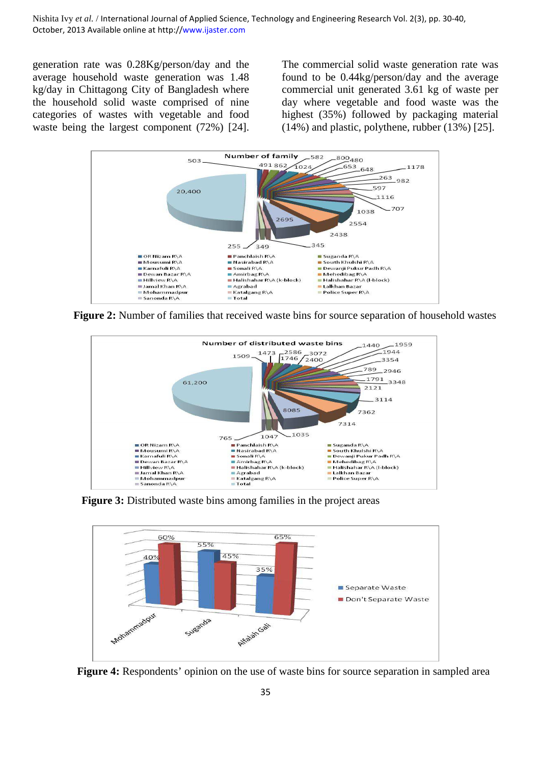generation rate was 0.28Kg/person/day and the average household waste generation was 1.48 kg/day in Chittagong City of Bangladesh where the household solid waste comprised of nine categories of wastes with vegetable and food waste being the largest component (72%) [24]. The commercial solid waste generation rate was found to be 0.44kg/person/day and the average commercial unit generated 3.61 kg of waste per day where vegetable and food waste was the highest (35%) followed by packaging material (14%) and plastic, polythene, rubber (13%) [25].

**Figure 2:** Number of families that received waste bins for source separation of household wastes

**Figure 3:** Distributed waste bins among families in the project areas

**Figure 4:** Respondents' opinion on the use of waste bins for source separation in sampled area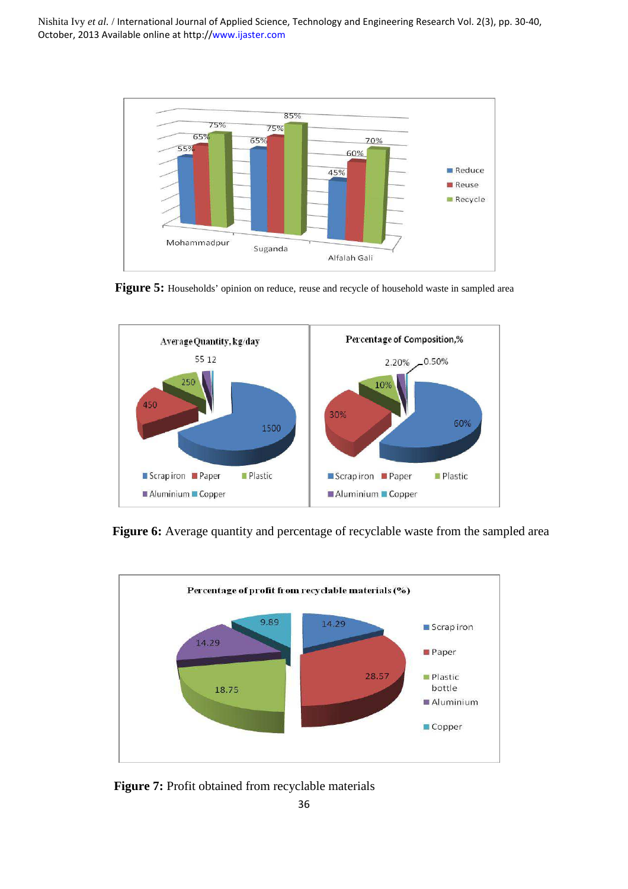**Figure 5:** Households' opinion on reduce, reuse and recycle of household waste in sampled area

**Figure 6:** Average quantity and percentage of recyclable waste from the sampled area

**Figure 7:** Profit obtained from recyclable materials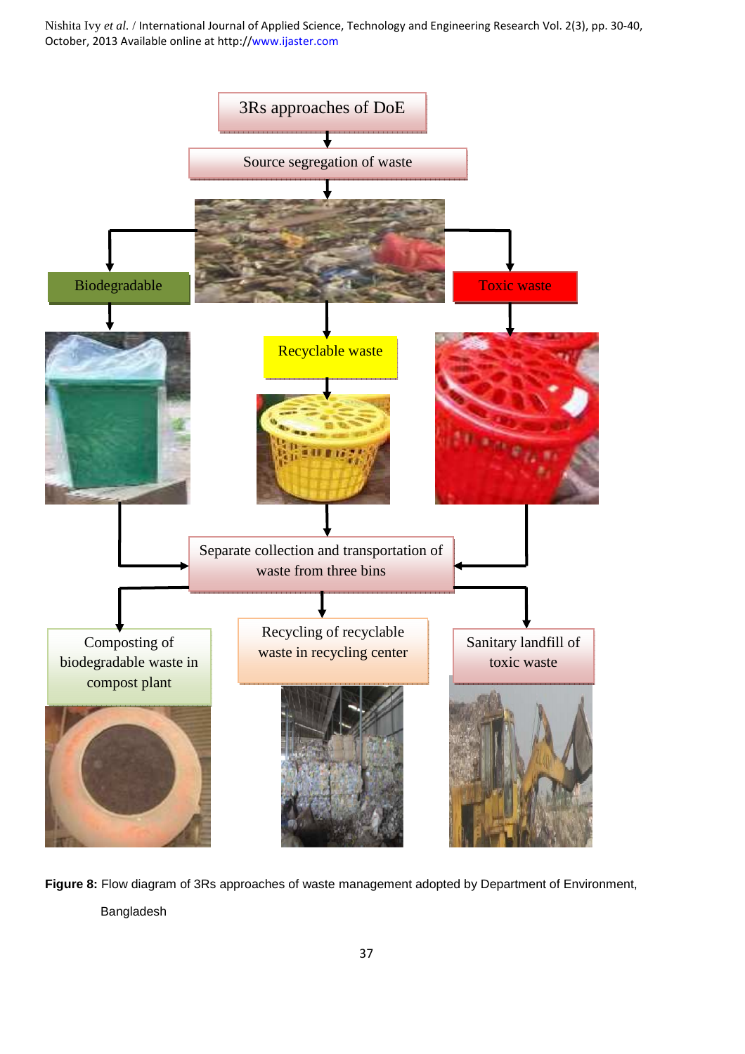3Rs approaches of DoE

Source segregation of waste

Biodegradable

Toxic waste

Recyclable waste

Separate collection and transportation of waste from three bins

Composting of biodegradable waste in compost plant

Recycling of recyclable waste in recycling center

Sanitary landfill of toxic waste

**Figure 8:** Flow diagram of 3Rs approaches of waste management adopted by Department of Environment, Bangladesh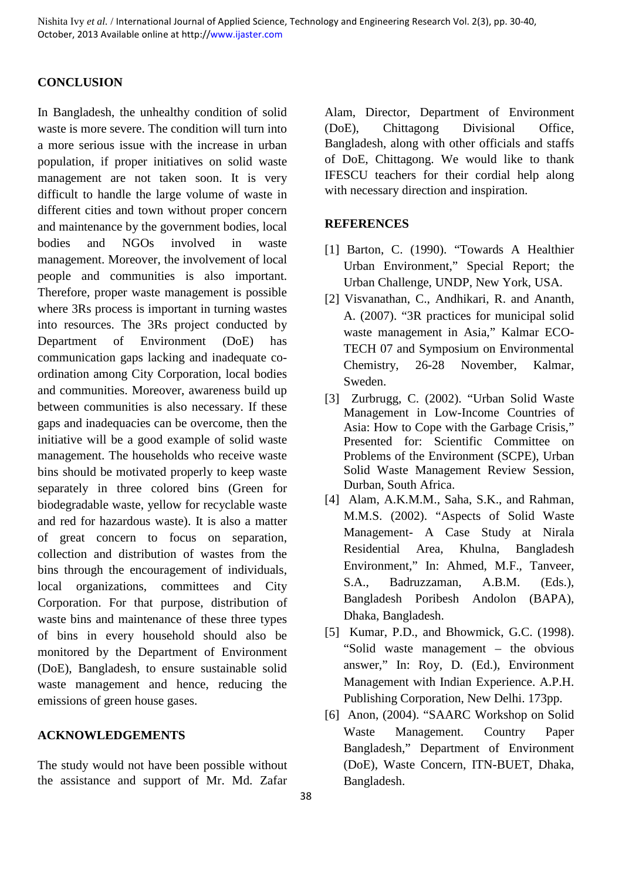## CONCLUSION

In Bangladesh, the unhealthy condition of solid waste is more severe. The condition will turn into a more serious issue with the increase in urban population, if proper initiatives on solid waste management are not taken soon. It is very difficult to handle the large volume of waste in different cities and town without proper concern and maintenance by the government bodies, local bodies and NGOs involved in waste management. Moreover, the involvement of local people and communities is also important. Therefore, proper waste management is possible where 3Rs process is important in turning wastes into resources. The 3Rs project conducted by Department of Environment (DoE) has communication gaps lacking and inadequate co-ordination among City Corporation, local bodies and communities. Moreover, awareness build up between communities is also necessary. If these gaps and inadequacies can be overcome, then the initiative will be a good example of solid waste management. The households who receive waste bins should be motivated properly to keep waste separately in three colored bins (Green for biodegradable waste, yellow for recyclable waste and red for hazardous waste). It is also a matter of great concern to focus on separation, collection and distribution of wastes from the bins through the encouragement of individuals, local organizations, committees and City Corporation. For that purpose, distribution of waste bins and maintenance of these three types of bins in every household should also be monitored by the Department of Environment (DoE), Bangladesh, to ensure sustainable solid waste management and hence, reducing the emissions of green house gases.

## ACKNOWLEDGEMENTS

The study would not have been possible without the assistance and support of Mr. Md. Zafar Alam, Director, Department of Environment (DoE), Chittagong Divisional Office, Bangladesh, along with other officials and staffs of DoE, Chittagong. We would like to thank IFESCU teachers for their cordial help along with necessary direction and inspiration.

## REFERENCES

[1] Barton, C. (1990). "Towards A Healthier Urban Environment," Special Report; the Urban Challenge, UNDP, New York, USA.

[2] Visvanathan, C., Andhikari, R. and Ananth, A. (2007). "3R practices for municipal solid waste management in Asia," Kalmar ECO-TECH 07 and Symposium on Environmental Chemistry, 26-28 November, Kalmar, Sweden.

[3] Zurbrugg, C. (2002). "Urban Solid Waste Management in Low-Income Countries of Asia: How to Cope with the Garbage Crisis," Presented for: Scientific Committee on Problems of the Environment (SCPE), Urban Solid Waste Management Review Session, Durban, South Africa.

[4] Alam, A.K.M.M., Saha, S.K., and Rahman, M.M.S. (2002). "Aspects of Solid Waste Management- A Case Study at Nirala Residential Area, Khulna, Bangladesh Environment," In: Ahmed, M.F., Tanveer, S.A., Badruzzaman, A.B.M. (Eds.), Bangladesh Poribesh Andolon (BAPA), Dhaka, Bangladesh.

[5] Kumar, P.D., and Bhowmick, G.C. (1998). "Solid waste management – the obvious answer," In: Roy, D. (Ed.), Environment Management with Indian Experience. A.P.H. Publishing Corporation, New Delhi. 173pp.

[6] Anon, (2004). "SAARC Workshop on Solid Waste Management. Country Paper Bangladesh," Department of Environment (DoE), Waste Concern, ITN-BUET, Dhaka, Bangladesh.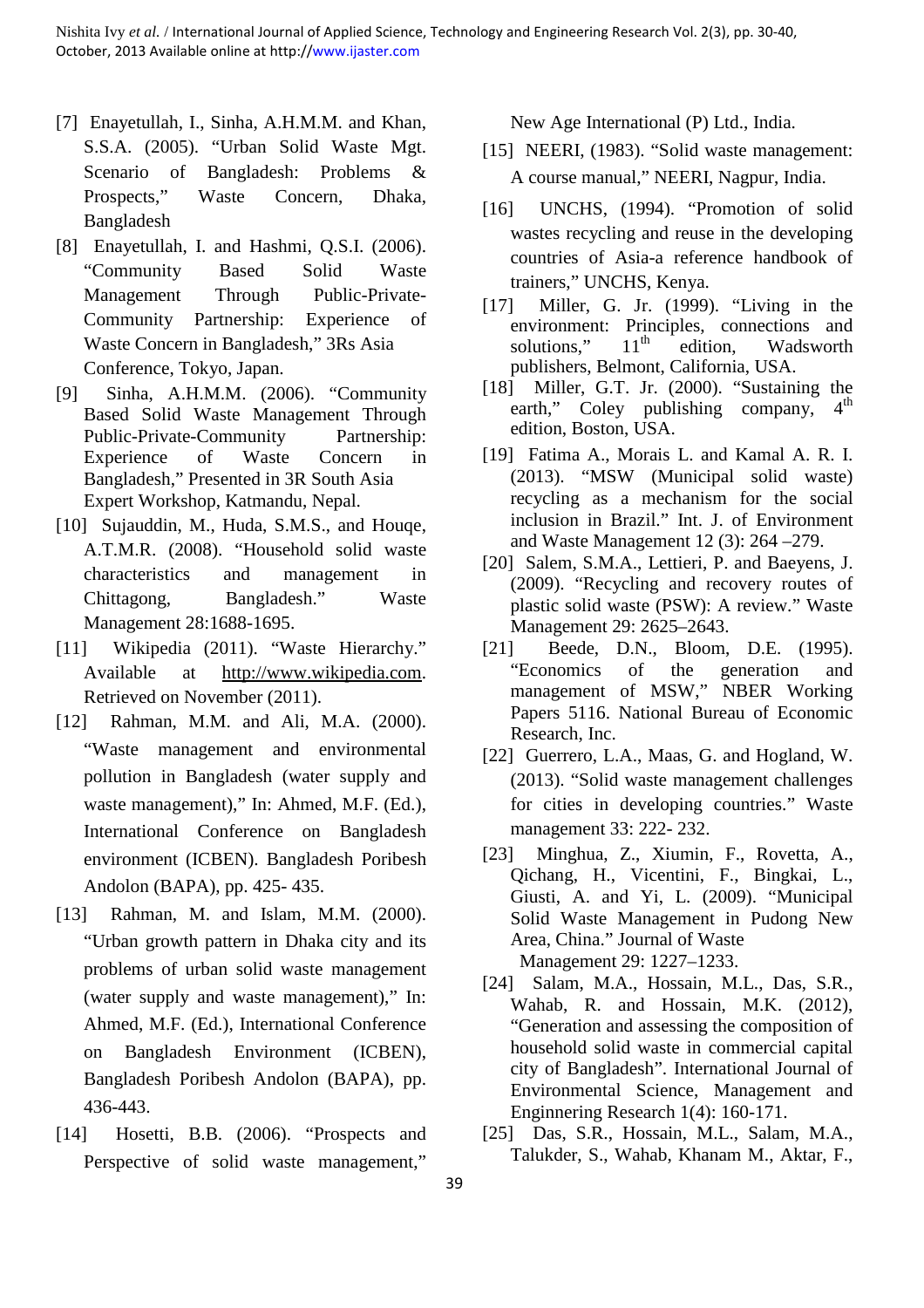[7] Enayetullah, I., Sinha, A.H.M.M. and Khan, S.S.A. (2005). "Urban Solid Waste Mgt. Scenario of Bangladesh: Problems & Prospects," Waste Concern, Dhaka, Bangladesh

[8] Enayetullah, I. and Hashmi, Q.S.I. (2006). "Community Based Solid Waste Management Through Public-Private-Community Partnership: Experience of Waste Concern in Bangladesh," 3Rs Asia Conference, Tokyo, Japan.

[9] Sinha, A.H.M.M. (2006). "Community Based Solid Waste Management Through Public-Private-Community Partnership: Experience of Waste Concern in Bangladesh," Presented in 3R South Asia Expert Workshop, Katmandu, Nepal.

[10] Sujauddin, M., Huda, S.M.S., and Houqe, A.T.M.R. (2008). "Household solid waste characteristics and management in Chittagong, Bangladesh." Waste Management 28:1688-1695.

[11] Wikipedia (2011). "Waste Hierarchy." Available at http://www.wikipedia.com. Retrieved on November (2011).

[12] Rahman, M.M. and Ali, M.A. (2000). "Waste management and environmental pollution in Bangladesh (water supply and waste management)," In: Ahmed, M.F. (Ed.), International Conference on Bangladesh environment (ICBEN). Bangladesh Poribesh Andolon (BAPA), pp. 425- 435.

[13] Rahman, M. and Islam, M.M. (2000). "Urban growth pattern in Dhaka city and its problems of urban solid waste management (water supply and waste management)," In: Ahmed, M.F. (Ed.), International Conference on Bangladesh Environment (ICBEN), Bangladesh Poribesh Andolon (BAPA), pp. 436-443.

[14] Hosetti, B.B. (2006). "Prospects and Perspective of solid waste management," New Age International (P) Ltd., India.

[15] NEERI, (1983). "Solid waste management: A course manual," NEERI, Nagpur, India.

[16] UNCHS, (1994). "Promotion of solid wastes recycling and reuse in the developing countries of Asia-a reference handbook of trainers," UNCHS, Kenya.

[17] Miller, G. Jr. (1999). "Living in the environment: Principles, connections and solutions," 11th edition, Wadsworth publishers, Belmont, California, USA.

[18] Miller, G.T. Jr. (2000). "Sustaining the earth," Coley publishing company, 4th edition, Boston, USA.

[19] Fatima A., Morais L. and Kamal A. R. I. (2013). "MSW (Municipal solid waste) recycling as a mechanism for the social inclusion in Brazil." Int. J. of Environment and Waste Management 12 (3): 264 –279.

[20] Salem, S.M.A., Lettieri, P. and Baeyens, J. (2009). "Recycling and recovery routes of plastic solid waste (PSW): A review." Waste Management 29: 2625–2643.

[21] Beede, D.N., Bloom, D.E. (1995). "Economics of the generation and management of MSW," NBER Working Papers 5116. National Bureau of Economic Research, Inc.

[22] Guerrero, L.A., Maas, G. and Hogland, W. (2013). "Solid waste management challenges for cities in developing countries." Waste management 33: 222- 232.

[23] Minghua, Z., Xiumin, F., Rovetta, A., Qichang, H., Vicentini, F., Bingkai, L., Giusti, A. and Yi, L. (2009). "Municipal Solid Waste Management in Pudong New Area, China." Journal of Waste Management 29: 1227–1233.

[24] Salam, M.A., Hossain, M.L., Das, S.R., Wahab, R. and Hossain, M.K. (2012), "Generation and assessing the composition of household solid waste in commercial capital city of Bangladesh". International Journal of Environmental Science, Management and Enginnering Research 1(4): 160-171.

[25] Das, S.R., Hossain, M.L., Salam, M.A., Talukder, S., Wahab, Khanam M., Aktar, F.,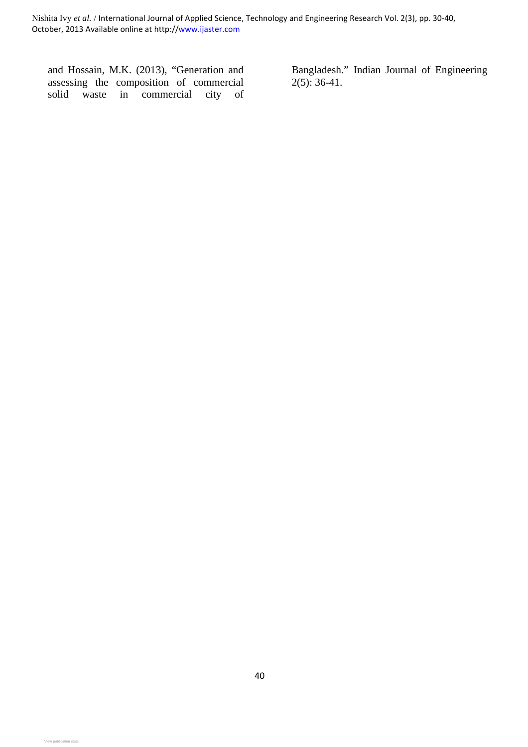and Hossain, M.K. (2013), "Generation and assessing the composition of commercial solid waste in commercial city of Bangladesh." Indian Journal of Engineering 2(5): 36-41.